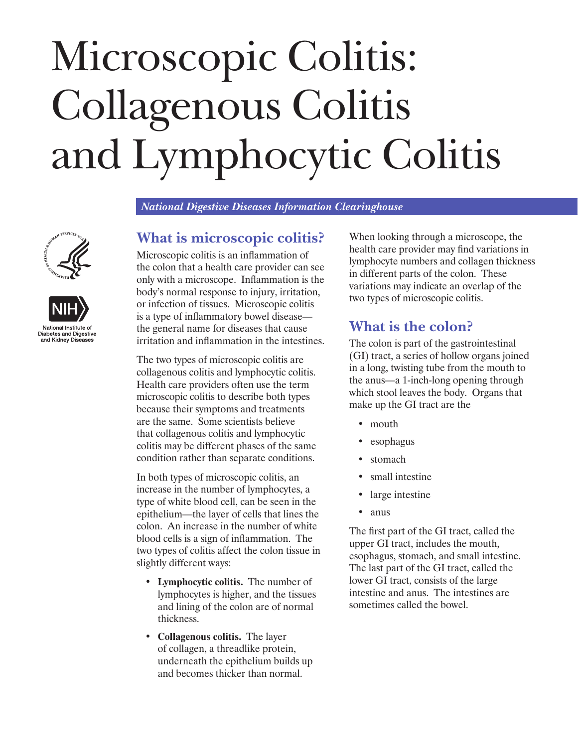# Microscopic Colitis: Collagenous Colitis and Lymphocytic Colitis

*National Digestive Diseases Information Clearinghouse*

National Institute of Diabetes and Digestive and Kidney Diseases

## What is microscopic colitis?

Microscopic colitis is an inflammation of the colon that a health care provider can see only with a microscope. Inflammation is the body's normal response to injury, irritation, or infection of tissues. Microscopic colitis is a type of inflammatory bowel disease—the general name for diseases that cause irritation and inflammation in the intestines.

The two types of microscopic colitis are collagenous colitis and lymphocytic colitis. Health care providers often use the term microscopic colitis to describe both types because their symptoms and treatments are the same. Some scientists believe that collagenous colitis and lymphocytic colitis may be different phases of the same condition rather than separate conditions.

In both types of microscopic colitis, an increase in the number of lymphocytes, a type of white blood cell, can be seen in the epithelium—the layer of cells that lines the colon. An increase in the number of white blood cells is a sign of inflammation. The two types of colitis affect the colon tissue in slightly different ways:

- **Lymphocytic colitis.** The number of lymphocytes is higher, and the tissues and lining of the colon are of normal thickness.
- **Collagenous colitis.** The layer of collagen, a threadlike protein, underneath the epithelium builds up and becomes thicker than normal.

When looking through a microscope, the health care provider may find variations in lymphocyte numbers and collagen thickness in different parts of the colon. These variations may indicate an overlap of the two types of microscopic colitis.

## What is the colon?

The colon is part of the gastrointestinal (GI) tract, a series of hollow organs joined in a long, twisting tube from the mouth to the anus—a 1-inch-long opening through which stool leaves the body. Organs that make up the GI tract are the

- mouth
- esophagus
- stomach
- small intestine
- large intestine
- anus

The first part of the GI tract, called the upper GI tract, includes the mouth, esophagus, stomach, and small intestine. The last part of the GI tract, called the lower GI tract, consists of the large intestine and anus. The intestines are sometimes called the bowel.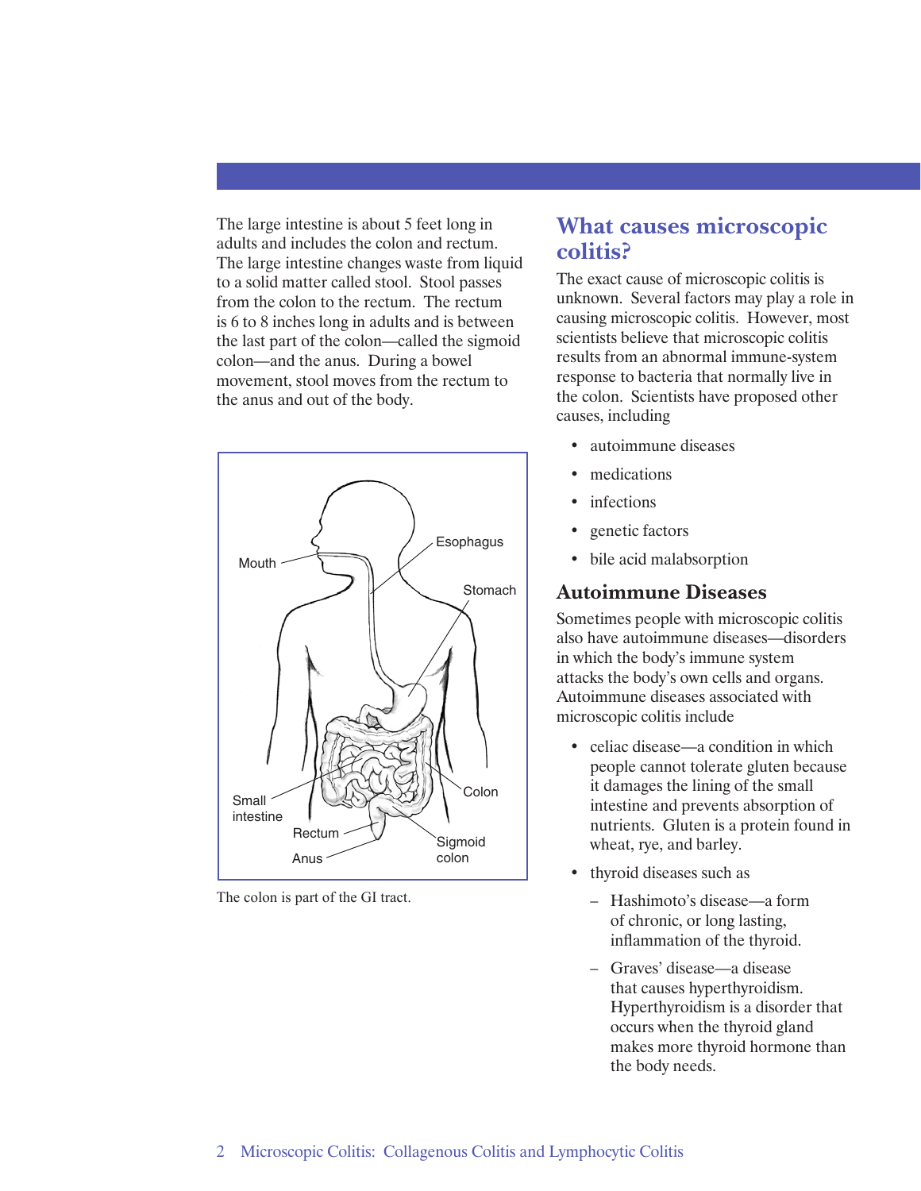The large intestine is about 5 feet long in adults and includes the colon and rectum. The large intestine changes waste from liquid to a solid matter called stool. Stool passes from the colon to the rectum. The rectum is 6 to 8 inches long in adults and is between the last part of the colon—called the sigmoid colon—and the anus. During a bowel movement, stool moves from the rectum to the anus and out of the body.

The colon is part of the GI tract.

## What causes microscopic colitis?

The exact cause of microscopic colitis is unknown. Several factors may play a role in causing microscopic colitis. However, most scientists believe that microscopic colitis results from an abnormal immune-system response to bacteria that normally live in the colon. Scientists have proposed other causes, including

- autoimmune diseases
- medications
- infections
- genetic factors
- bile acid malabsorption

### Autoimmune Diseases

Sometimes people with microscopic colitis also have autoimmune diseases—disorders in which the body's immune system attacks the body's own cells and organs. Autoimmune diseases associated with microscopic colitis include

- celiac disease—a condition in which people cannot tolerate gluten because it damages the lining of the small intestine and prevents absorption of nutrients. Gluten is a protein found in wheat, rye, and barley.
- thyroid diseases such as
  - Hashimoto's disease—a form of chronic, or long lasting, inflammation of the thyroid.
  - Graves' disease—a disease that causes hyperthyroidism. Hyperthyroidism is a disorder that occurs when the thyroid gland makes more thyroid hormone than the body needs.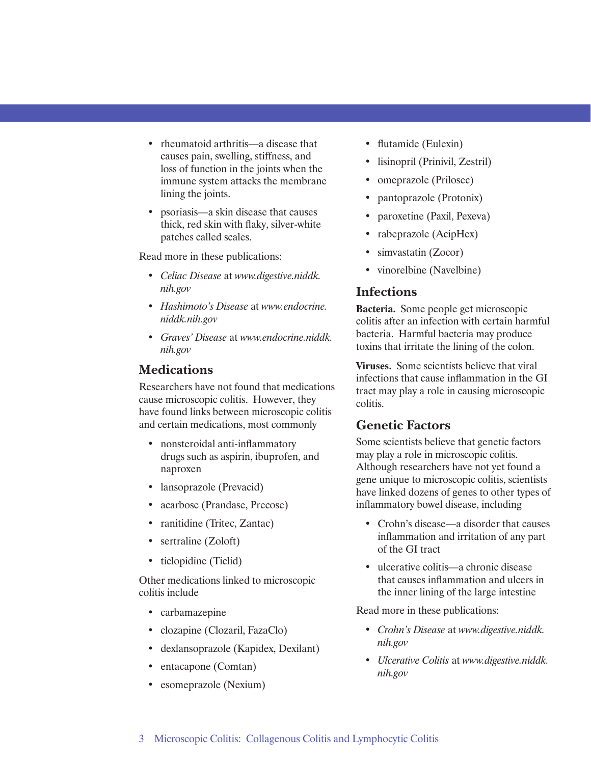- rheumatoid arthritis—a disease that causes pain, swelling, stiffness, and loss of function in the joints when the immune system attacks the membrane lining the joints.
- psoriasis—a skin disease that causes thick, red skin with flaky, silver-white patches called scales.

Read more in these publications:

- *Celiac Disease* at *www.digestive.niddk.nih.gov*
- *Hashimoto's Disease* at *www.endocrine.niddk.nih.gov*
- *Graves' Disease* at *www.endocrine.niddk.nih.gov*

## Medications

Researchers have not found that medications cause microscopic colitis. However, they have found links between microscopic colitis and certain medications, most commonly

- nonsteroidal anti-inflammatory drugs such as aspirin, ibuprofen, and naproxen
- lansoprazole (Prevacid)
- acarbose (Prandase, Precose)
- ranitidine (Tritec, Zantac)
- sertraline (Zoloft)
- ticlopidine (Ticlid)

Other medications linked to microscopic colitis include

- carbamazepine
- clozapine (Clozaril, FazaClo)
- dexlansoprazole (Kapidex, Dexilant)
- entacapone (Comtan)
- esomeprazole (Nexium)
- flutamide (Eulexin)
- lisinopril (Prinivil, Zestril)
- omeprazole (Prilosec)
- pantoprazole (Protonix)
- paroxetine (Paxil, Pexeva)
- rabeprazole (AcipHex)
- simvastatin (Zocor)
- vinorelbine (Navelbine)

## Infections

**Bacteria.** Some people get microscopic colitis after an infection with certain harmful bacteria. Harmful bacteria may produce toxins that irritate the lining of the colon.

**Viruses.** Some scientists believe that viral infections that cause inflammation in the GI tract may play a role in causing microscopic colitis.

## Genetic Factors

Some scientists believe that genetic factors may play a role in microscopic colitis. Although researchers have not yet found a gene unique to microscopic colitis, scientists have linked dozens of genes to other types of inflammatory bowel disease, including

- Crohn's disease—a disorder that causes inflammation and irritation of any part of the GI tract
- ulcerative colitis—a chronic disease that causes inflammation and ulcers in the inner lining of the large intestine

Read more in these publications:

- *Crohn's Disease* at *www.digestive.niddk.nih.gov*
- *Ulcerative Colitis* at *www.digestive.niddk.nih.gov*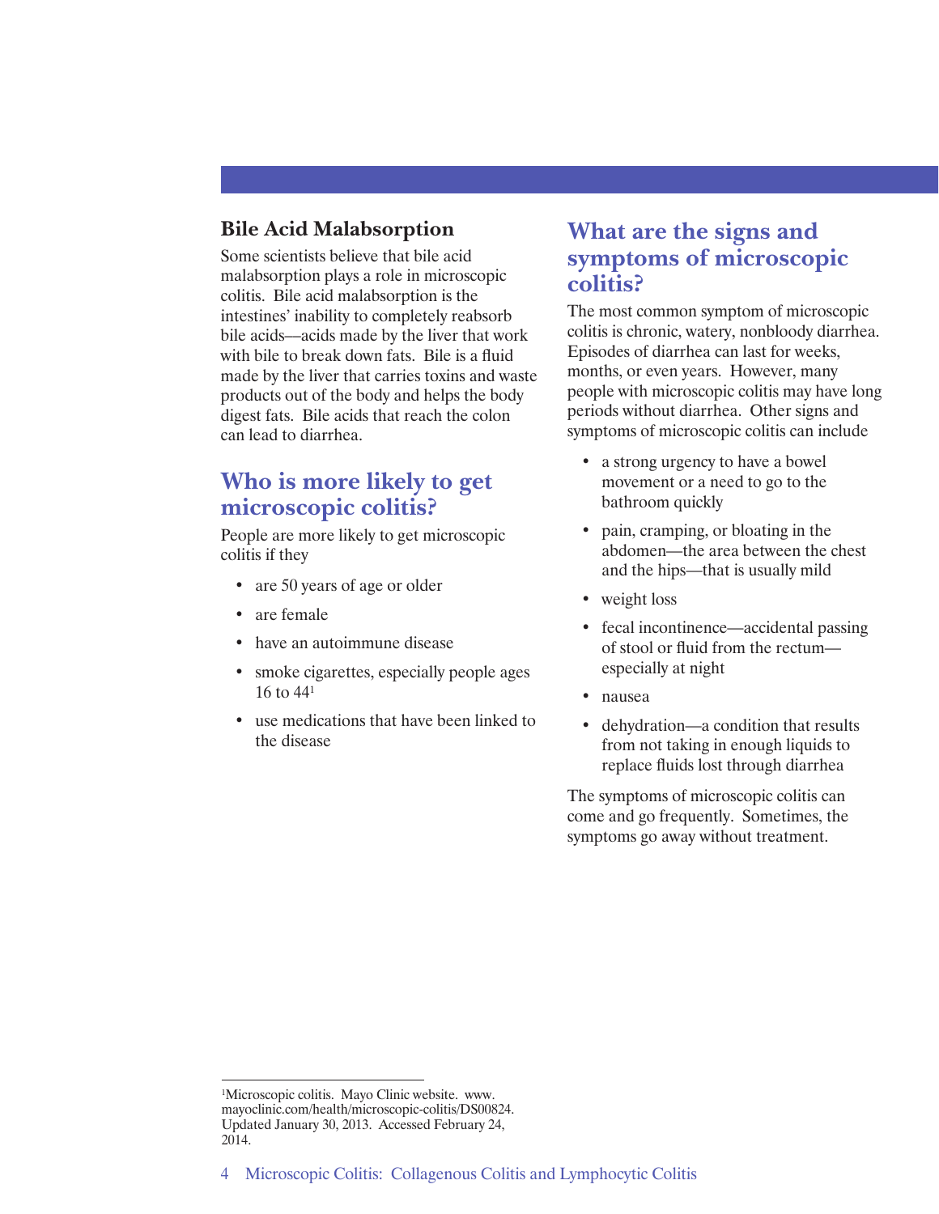### Bile Acid Malabsorption

Some scientists believe that bile acid malabsorption plays a role in microscopic colitis. Bile acid malabsorption is the intestines' inability to completely reabsorb bile acids—acids made by the liver that work with bile to break down fats. Bile is a fluid made by the liver that carries toxins and waste products out of the body and helps the body digest fats. Bile acids that reach the colon can lead to diarrhea.

## Who is more likely to get microscopic colitis?

People are more likely to get microscopic colitis if they

- are 50 years of age or older
- are female
- have an autoimmune disease
- smoke cigarettes, especially people ages 16 to 44[1]
- use medications that have been linked to the disease

## What are the signs and symptoms of microscopic colitis?

The most common symptom of microscopic colitis is chronic, watery, nonbloody diarrhea. Episodes of diarrhea can last for weeks, months, or even years. However, many people with microscopic colitis may have long periods without diarrhea. Other signs and symptoms of microscopic colitis can include

- a strong urgency to have a bowel movement or a need to go to the bathroom quickly
- pain, cramping, or bloating in the abdomen—the area between the chest and the hips—that is usually mild
- weight loss
- fecal incontinence—accidental passing of stool or fluid from the rectum—especially at night
- nausea
- dehydration—a condition that results from not taking in enough liquids to replace fluids lost through diarrhea

The symptoms of microscopic colitis can come and go frequently. Sometimes, the symptoms go away without treatment.

[1]Microscopic colitis. Mayo Clinic website. www.mayoclinic.com/health/microscopic-colitis/DS00824. Updated January 30, 2013. Accessed February 24, 2014.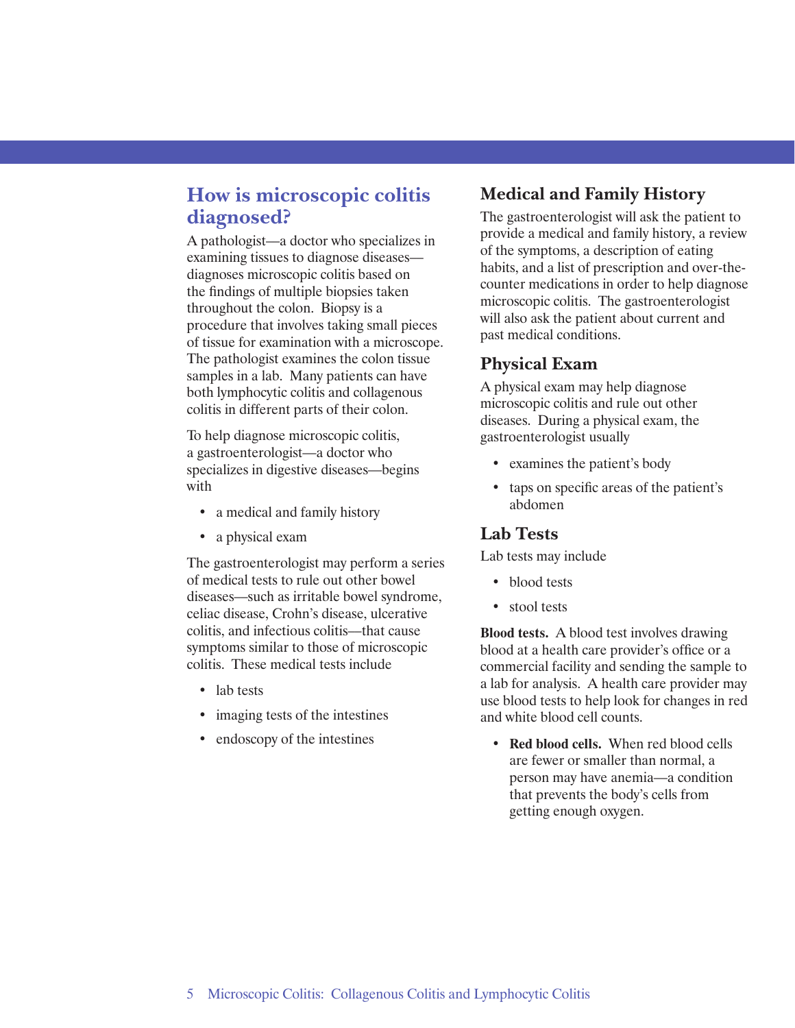## How is microscopic colitis diagnosed?

A pathologist—a doctor who specializes in examining tissues to diagnose diseases—diagnoses microscopic colitis based on the findings of multiple biopsies taken throughout the colon. Biopsy is a procedure that involves taking small pieces of tissue for examination with a microscope. The pathologist examines the colon tissue samples in a lab. Many patients can have both lymphocytic colitis and collagenous colitis in different parts of their colon.

To help diagnose microscopic colitis, a gastroenterologist—a doctor who specializes in digestive diseases—begins with

- a medical and family history
- a physical exam

The gastroenterologist may perform a series of medical tests to rule out other bowel diseases—such as irritable bowel syndrome, celiac disease, Crohn's disease, ulcerative colitis, and infectious colitis—that cause symptoms similar to those of microscopic colitis. These medical tests include

- lab tests
- imaging tests of the intestines
- endoscopy of the intestines

### Medical and Family History

The gastroenterologist will ask the patient to provide a medical and family history, a review of the symptoms, a description of eating habits, and a list of prescription and over-the-counter medications in order to help diagnose microscopic colitis. The gastroenterologist will also ask the patient about current and past medical conditions.

### Physical Exam

A physical exam may help diagnose microscopic colitis and rule out other diseases. During a physical exam, the gastroenterologist usually

- examines the patient's body
- taps on specific areas of the patient's abdomen

### Lab Tests

Lab tests may include

- blood tests
- stool tests

**Blood tests.** A blood test involves drawing blood at a health care provider's office or a commercial facility and sending the sample to a lab for analysis. A health care provider may use blood tests to help look for changes in red and white blood cell counts.

- **Red blood cells.** When red blood cells are fewer or smaller than normal, a person may have anemia—a condition that prevents the body's cells from getting enough oxygen.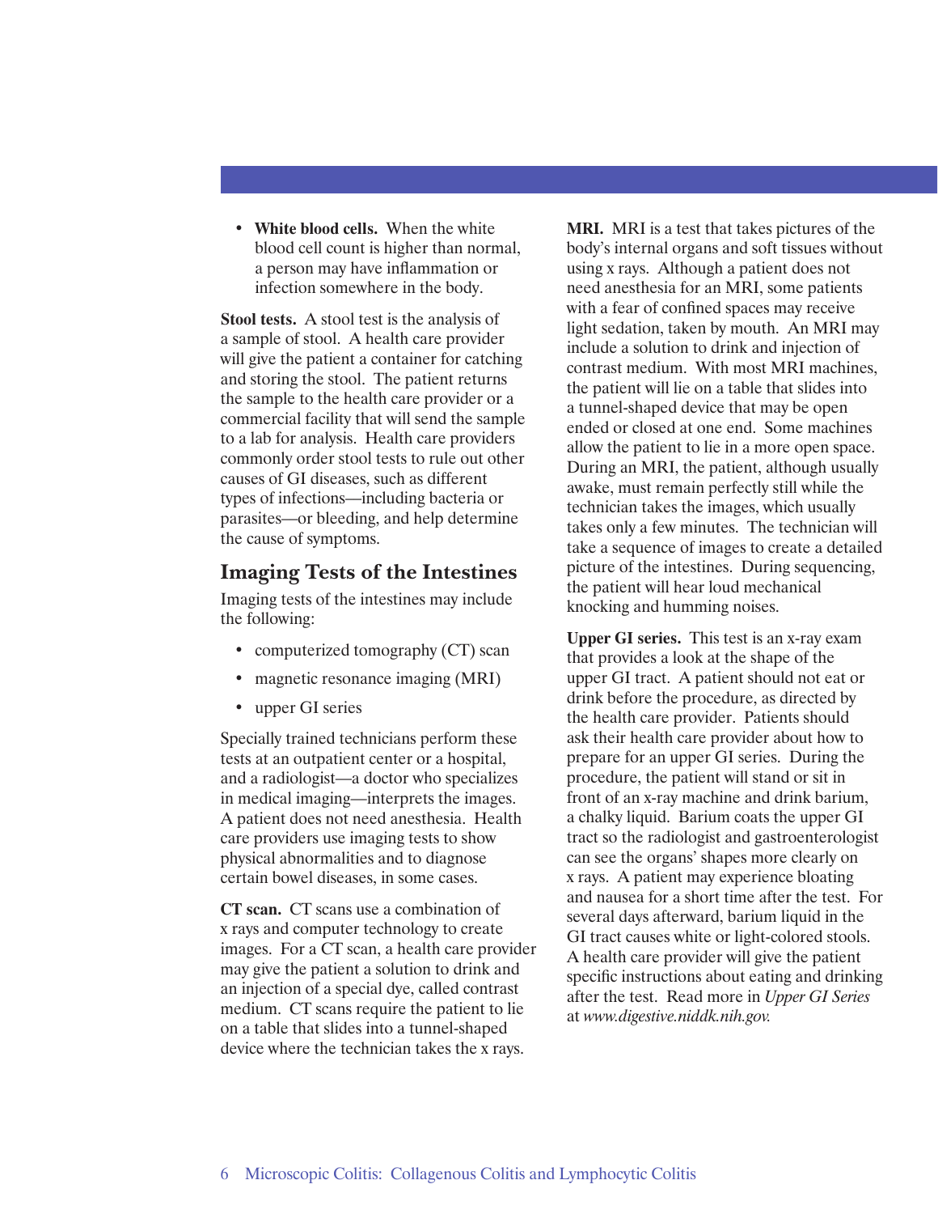- **White blood cells.** When the white blood cell count is higher than normal, a person may have inflammation or infection somewhere in the body.

**Stool tests.** A stool test is the analysis of a sample of stool. A health care provider will give the patient a container for catching and storing the stool. The patient returns the sample to the health care provider or a commercial facility that will send the sample to a lab for analysis. Health care providers commonly order stool tests to rule out other causes of GI diseases, such as different types of infections—including bacteria or parasites—or bleeding, and help determine the cause of symptoms.

## Imaging Tests of the Intestines

Imaging tests of the intestines may include the following:

- computerized tomography (CT) scan
- magnetic resonance imaging (MRI)
- upper GI series

Specially trained technicians perform these tests at an outpatient center or a hospital, and a radiologist—a doctor who specializes in medical imaging—interprets the images. A patient does not need anesthesia. Health care providers use imaging tests to show physical abnormalities and to diagnose certain bowel diseases, in some cases.

**CT scan.** CT scans use a combination of x rays and computer technology to create images. For a CT scan, a health care provider may give the patient a solution to drink and an injection of a special dye, called contrast medium. CT scans require the patient to lie on a table that slides into a tunnel-shaped device where the technician takes the x rays.

**MRI.** MRI is a test that takes pictures of the body's internal organs and soft tissues without using x rays. Although a patient does not need anesthesia for an MRI, some patients with a fear of confined spaces may receive light sedation, taken by mouth. An MRI may include a solution to drink and injection of contrast medium. With most MRI machines, the patient will lie on a table that slides into a tunnel-shaped device that may be open ended or closed at one end. Some machines allow the patient to lie in a more open space. During an MRI, the patient, although usually awake, must remain perfectly still while the technician takes the images, which usually takes only a few minutes. The technician will take a sequence of images to create a detailed picture of the intestines. During sequencing, the patient will hear loud mechanical knocking and humming noises.

**Upper GI series.** This test is an x-ray exam that provides a look at the shape of the upper GI tract. A patient should not eat or drink before the procedure, as directed by the health care provider. Patients should ask their health care provider about how to prepare for an upper GI series. During the procedure, the patient will stand or sit in front of an x-ray machine and drink barium, a chalky liquid. Barium coats the upper GI tract so the radiologist and gastroenterologist can see the organs' shapes more clearly on x rays. A patient may experience bloating and nausea for a short time after the test. For several days afterward, barium liquid in the GI tract causes white or light-colored stools. A health care provider will give the patient specific instructions about eating and drinking after the test. Read more in *Upper GI Series* at *www.digestive.niddk.nih.gov.*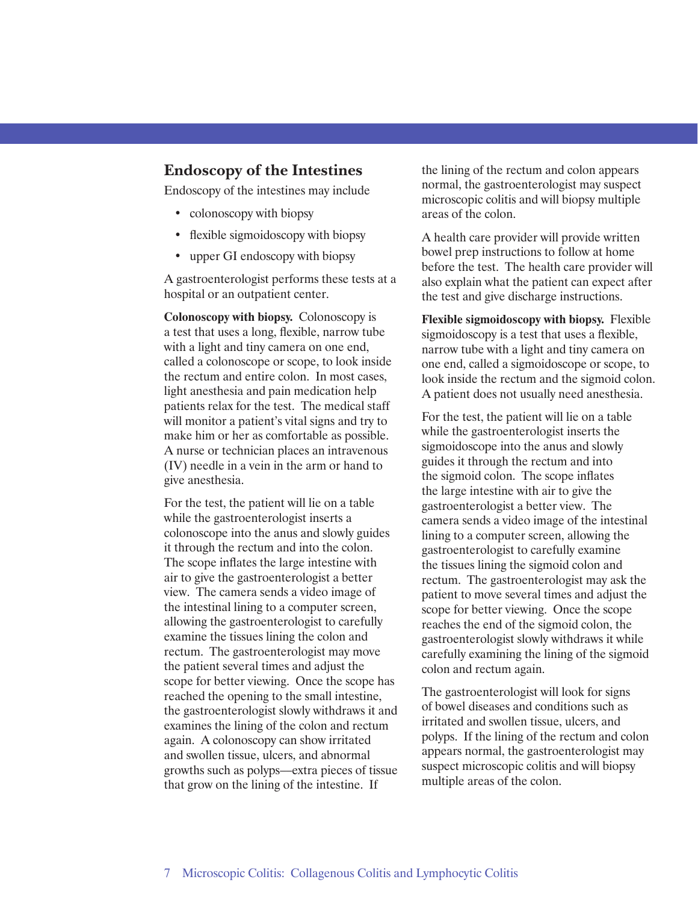## Endoscopy of the Intestines

Endoscopy of the intestines may include

- colonoscopy with biopsy
- flexible sigmoidoscopy with biopsy
- upper GI endoscopy with biopsy

A gastroenterologist performs these tests at a hospital or an outpatient center.

**Colonoscopy with biopsy.** Colonoscopy is a test that uses a long, flexible, narrow tube with a light and tiny camera on one end, called a colonoscope or scope, to look inside the rectum and entire colon. In most cases, light anesthesia and pain medication help patients relax for the test. The medical staff will monitor a patient's vital signs and try to make him or her as comfortable as possible. A nurse or technician places an intravenous (IV) needle in a vein in the arm or hand to give anesthesia.

For the test, the patient will lie on a table while the gastroenterologist inserts a colonoscope into the anus and slowly guides it through the rectum and into the colon. The scope inflates the large intestine with air to give the gastroenterologist a better view. The camera sends a video image of the intestinal lining to a computer screen, allowing the gastroenterologist to carefully examine the tissues lining the colon and rectum. The gastroenterologist may move the patient several times and adjust the scope for better viewing. Once the scope has reached the opening to the small intestine, the gastroenterologist slowly withdraws it and examines the lining of the colon and rectum again. A colonoscopy can show irritated and swollen tissue, ulcers, and abnormal growths such as polyps—extra pieces of tissue that grow on the lining of the intestine. If the lining of the rectum and colon appears normal, the gastroenterologist may suspect microscopic colitis and will biopsy multiple areas of the colon.

A health care provider will provide written bowel prep instructions to follow at home before the test. The health care provider will also explain what the patient can expect after the test and give discharge instructions.

**Flexible sigmoidoscopy with biopsy.** Flexible sigmoidoscopy is a test that uses a flexible, narrow tube with a light and tiny camera on one end, called a sigmoidoscope or scope, to look inside the rectum and the sigmoid colon. A patient does not usually need anesthesia.

For the test, the patient will lie on a table while the gastroenterologist inserts the sigmoidoscope into the anus and slowly guides it through the rectum and into the sigmoid colon. The scope inflates the large intestine with air to give the gastroenterologist a better view. The camera sends a video image of the intestinal lining to a computer screen, allowing the gastroenterologist to carefully examine the tissues lining the sigmoid colon and rectum. The gastroenterologist may ask the patient to move several times and adjust the scope for better viewing. Once the scope reaches the end of the sigmoid colon, the gastroenterologist slowly withdraws it while carefully examining the lining of the sigmoid colon and rectum again.

The gastroenterologist will look for signs of bowel diseases and conditions such as irritated and swollen tissue, ulcers, and polyps. If the lining of the rectum and colon appears normal, the gastroenterologist may suspect microscopic colitis and will biopsy multiple areas of the colon.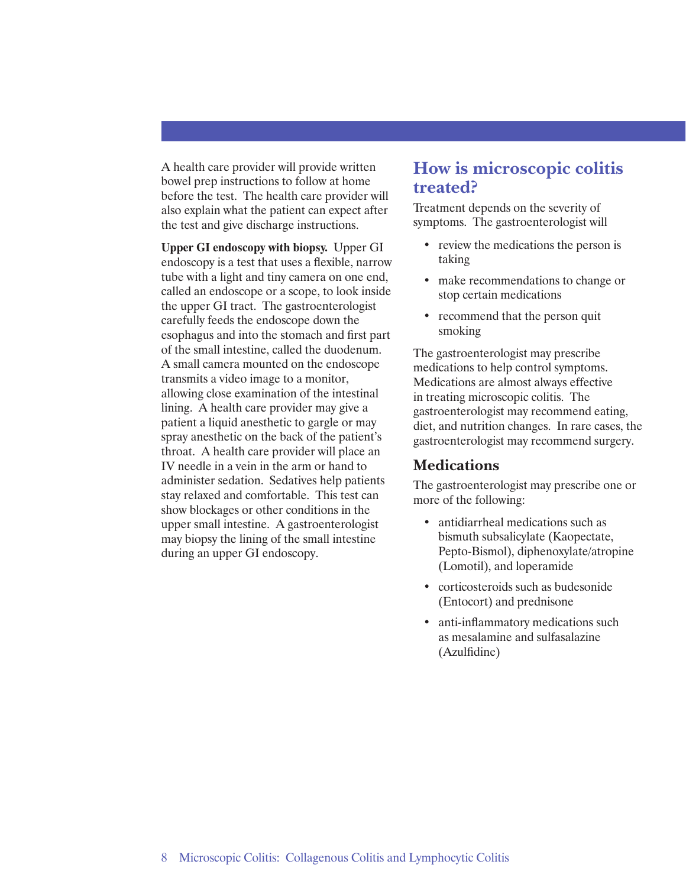A health care provider will provide written bowel prep instructions to follow at home before the test. The health care provider will also explain what the patient can expect after the test and give discharge instructions.

**Upper GI endoscopy with biopsy.** Upper GI endoscopy is a test that uses a flexible, narrow tube with a light and tiny camera on one end, called an endoscope or a scope, to look inside the upper GI tract. The gastroenterologist carefully feeds the endoscope down the esophagus and into the stomach and first part of the small intestine, called the duodenum. A small camera mounted on the endoscope transmits a video image to a monitor, allowing close examination of the intestinal lining. A health care provider may give a patient a liquid anesthetic to gargle or may spray anesthetic on the back of the patient's throat. A health care provider will place an IV needle in a vein in the arm or hand to administer sedation. Sedatives help patients stay relaxed and comfortable. This test can show blockages or other conditions in the upper small intestine. A gastroenterologist may biopsy the lining of the small intestine during an upper GI endoscopy.

## How is microscopic colitis treated?

Treatment depends on the severity of symptoms. The gastroenterologist will

- review the medications the person is taking
- make recommendations to change or stop certain medications
- recommend that the person quit smoking

The gastroenterologist may prescribe medications to help control symptoms. Medications are almost always effective in treating microscopic colitis. The gastroenterologist may recommend eating, diet, and nutrition changes. In rare cases, the gastroenterologist may recommend surgery.

### Medications

The gastroenterologist may prescribe one or more of the following:

- antidiarrheal medications such as bismuth subsalicylate (Kaopectate, Pepto-Bismol), diphenoxylate/atropine (Lomotil), and loperamide
- corticosteroids such as budesonide (Entocort) and prednisone
- anti-inflammatory medications such as mesalamine and sulfasalazine (Azulfidine)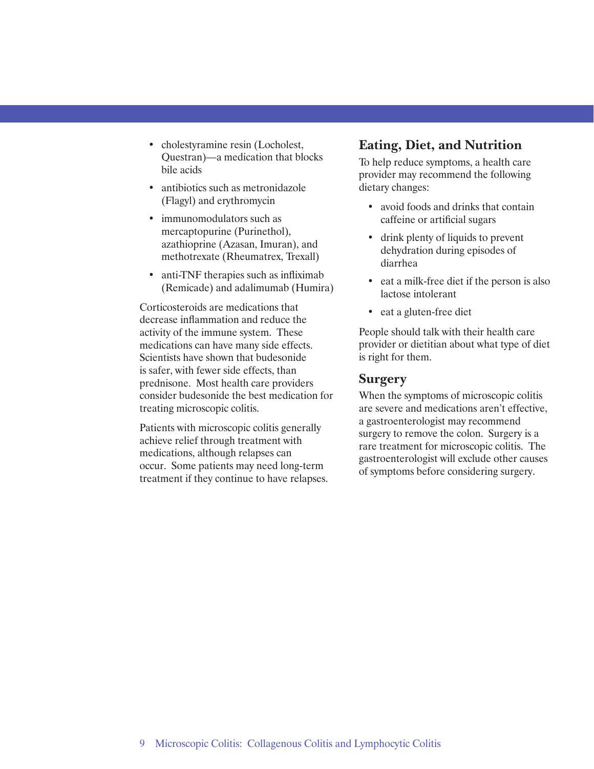- cholestyramine resin (Locholest, Questran)—a medication that blocks bile acids
- antibiotics such as metronidazole (Flagyl) and erythromycin
- immunomodulators such as mercaptopurine (Purinethol), azathioprine (Azasan, Imuran), and methotrexate (Rheumatrex, Trexall)
- anti-TNF therapies such as infliximab (Remicade) and adalimumab (Humira)

Corticosteroids are medications that decrease inflammation and reduce the activity of the immune system. These medications can have many side effects. Scientists have shown that budesonide is safer, with fewer side effects, than prednisone. Most health care providers consider budesonide the best medication for treating microscopic colitis.

Patients with microscopic colitis generally achieve relief through treatment with medications, although relapses can occur. Some patients may need long-term treatment if they continue to have relapses.

## Eating, Diet, and Nutrition

To help reduce symptoms, a health care provider may recommend the following dietary changes:

- avoid foods and drinks that contain caffeine or artificial sugars
- drink plenty of liquids to prevent dehydration during episodes of diarrhea
- eat a milk-free diet if the person is also lactose intolerant
- eat a gluten-free diet

People should talk with their health care provider or dietitian about what type of diet is right for them.

## Surgery

When the symptoms of microscopic colitis are severe and medications aren't effective, a gastroenterologist may recommend surgery to remove the colon. Surgery is a rare treatment for microscopic colitis. The gastroenterologist will exclude other causes of symptoms before considering surgery.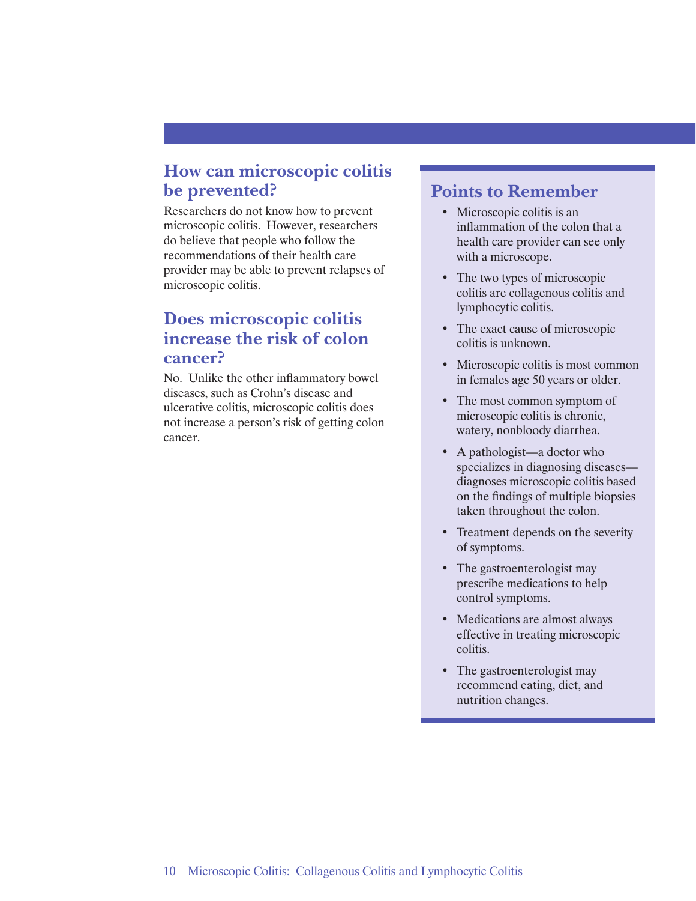## How can microscopic colitis be prevented?

Researchers do not know how to prevent microscopic colitis. However, researchers do believe that people who follow the recommendations of their health care provider may be able to prevent relapses of microscopic colitis.

## Does microscopic colitis increase the risk of colon cancer?

No. Unlike the other inflammatory bowel diseases, such as Crohn's disease and ulcerative colitis, microscopic colitis does not increase a person's risk of getting colon cancer.

## Points to Remember

- Microscopic colitis is an inflammation of the colon that a health care provider can see only with a microscope.
- The two types of microscopic colitis are collagenous colitis and lymphocytic colitis.
- The exact cause of microscopic colitis is unknown.
- Microscopic colitis is most common in females age 50 years or older.
- The most common symptom of microscopic colitis is chronic, watery, nonbloody diarrhea.
- A pathologist—a doctor who specializes in diagnosing diseases—diagnoses microscopic colitis based on the findings of multiple biopsies taken throughout the colon.
- Treatment depends on the severity of symptoms.
- The gastroenterologist may prescribe medications to help control symptoms.
- Medications are almost always effective in treating microscopic colitis.
- The gastroenterologist may recommend eating, diet, and nutrition changes.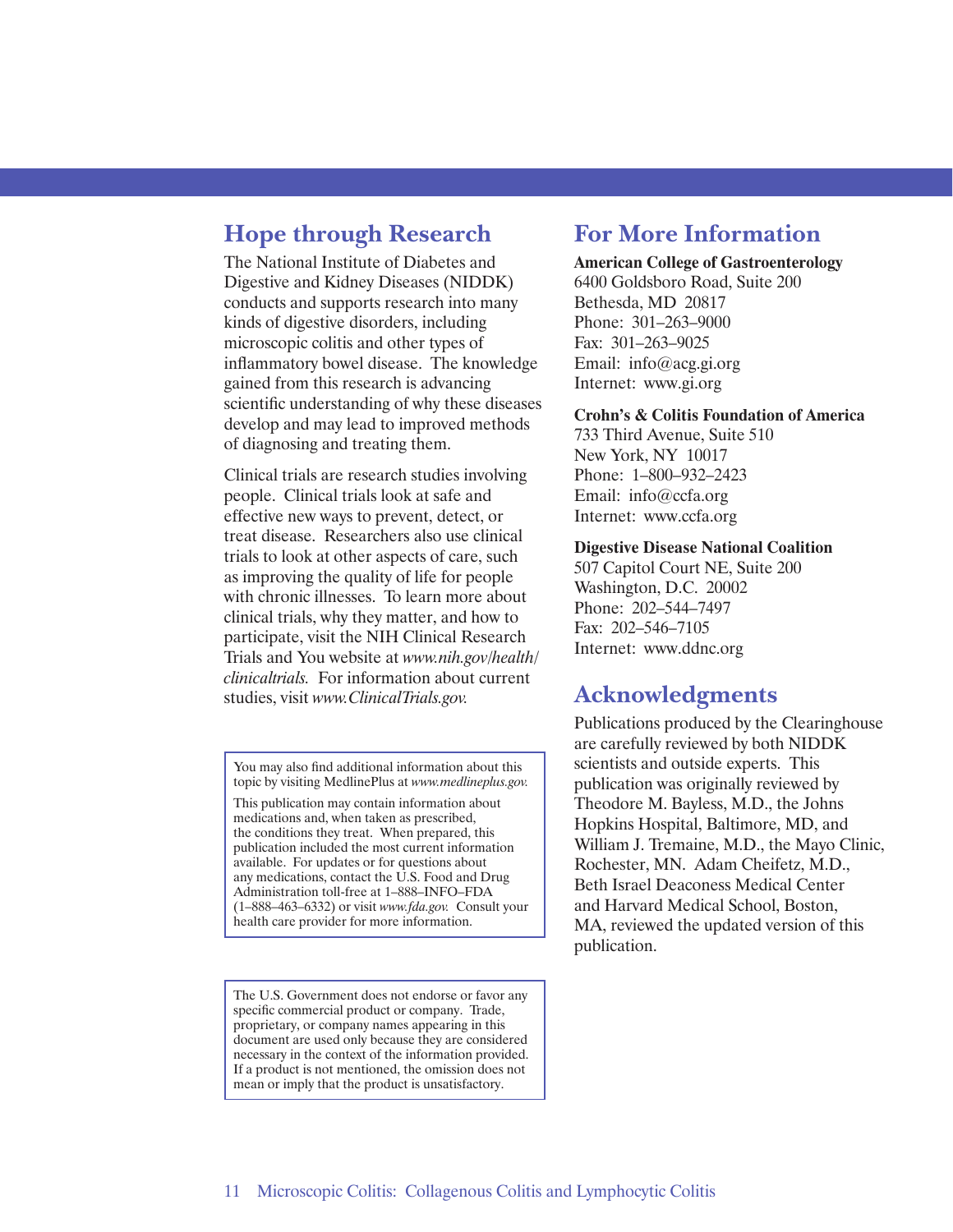## Hope through Research

The National Institute of Diabetes and Digestive and Kidney Diseases (NIDDK) conducts and supports research into many kinds of digestive disorders, including microscopic colitis and other types of inflammatory bowel disease. The knowledge gained from this research is advancing scientific understanding of why these diseases develop and may lead to improved methods of diagnosing and treating them.

Clinical trials are research studies involving people. Clinical trials look at safe and effective new ways to prevent, detect, or treat disease. Researchers also use clinical trials to look at other aspects of care, such as improving the quality of life for people with chronic illnesses. To learn more about clinical trials, why they matter, and how to participate, visit the NIH Clinical Research Trials and You website at *www.nih.gov/health/clinicaltrials.* For information about current studies, visit *www.ClinicalTrials.gov.*

You may also find additional information about this topic by visiting MedlinePlus at *www.medlineplus.gov.*

This publication may contain information about medications and, when taken as prescribed, the conditions they treat. When prepared, this publication included the most current information available. For updates or for questions about any medications, contact the U.S. Food and Drug Administration toll-free at 1–888–INFO–FDA (1–888–463–6332) or visit *www.fda.gov.* Consult your health care provider for more information.

The U.S. Government does not endorse or favor any specific commercial product or company. Trade, proprietary, or company names appearing in this document are used only because they are considered necessary in the context of the information provided. If a product is not mentioned, the omission does not mean or imply that the product is unsatisfactory.

## For More Information

**American College of Gastroenterology**
6400 Goldsboro Road, Suite 200
Bethesda, MD 20817
Phone: 301–263–9000
Fax: 301–263–9025
Email: info@acg.gi.org
Internet: www.gi.org

**Crohn's & Colitis Foundation of America**
733 Third Avenue, Suite 510
New York, NY 10017
Phone: 1–800–932–2423
Email: info@ccfa.org
Internet: www.ccfa.org

**Digestive Disease National Coalition**
507 Capitol Court NE, Suite 200
Washington, D.C. 20002
Phone: 202–544–7497
Fax: 202–546–7105
Internet: www.ddnc.org

## Acknowledgments

Publications produced by the Clearinghouse are carefully reviewed by both NIDDK scientists and outside experts. This publication was originally reviewed by Theodore M. Bayless, M.D., the Johns Hopkins Hospital, Baltimore, MD, and William J. Tremaine, M.D., the Mayo Clinic, Rochester, MN. Adam Cheifetz, M.D., Beth Israel Deaconess Medical Center and Harvard Medical School, Boston, MA, reviewed the updated version of this publication.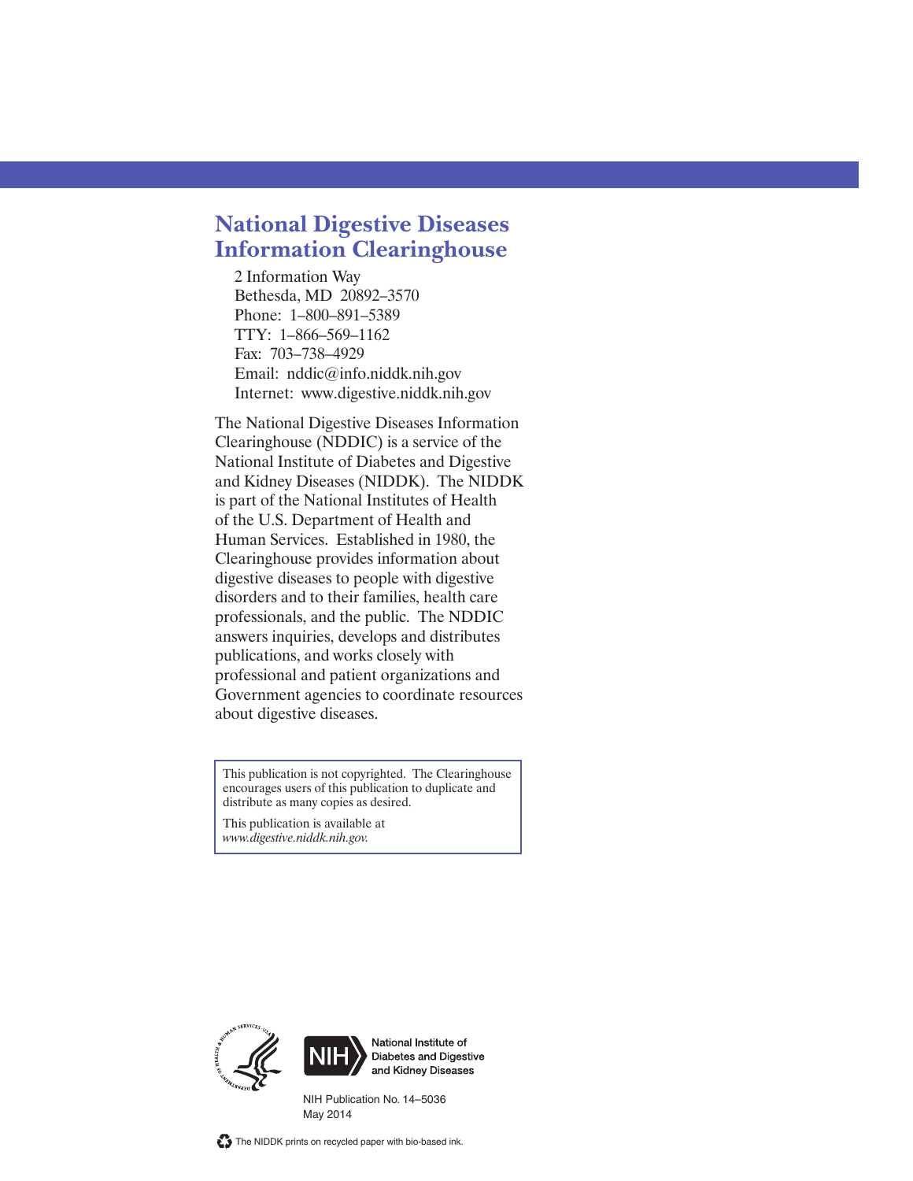# National Digestive Diseases Information Clearinghouse

2 Information Way
Bethesda, MD 20892–3570
Phone: 1–800–891–5389
TTY: 1–866–569–1162
Fax: 703–738–4929
Email: nddic@info.niddk.nih.gov
Internet: www.digestive.niddk.nih.gov

The National Digestive Diseases Information Clearinghouse (NDDIC) is a service of the National Institute of Diabetes and Digestive and Kidney Diseases (NIDDK). The NIDDK is part of the National Institutes of Health of the U.S. Department of Health and Human Services. Established in 1980, the Clearinghouse provides information about digestive diseases to people with digestive disorders and to their families, health care professionals, and the public. The NDDIC answers inquiries, develops and distributes publications, and works closely with professional and patient organizations and Government agencies to coordinate resources about digestive diseases.

This publication is not copyrighted. The Clearinghouse encourages users of this publication to duplicate and distribute as many copies as desired.

This publication is available at *www.digestive.niddk.nih.gov.*

National Institute of Diabetes and Digestive and Kidney Diseases

NIH Publication No. 14–5036
May 2014

The NIDDK prints on recycled paper with bio-based ink.